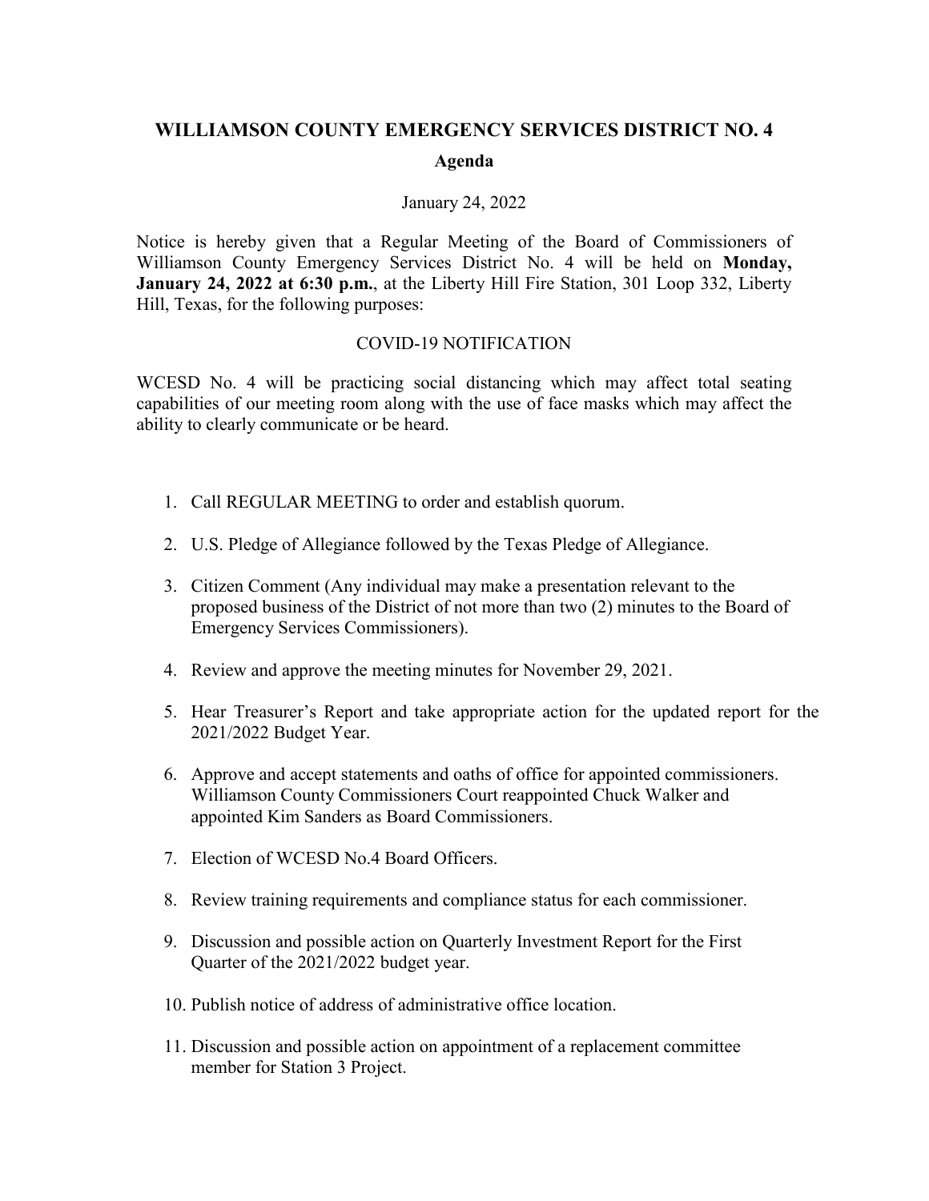# WILLIAMSON COUNTY EMERGENCY SERVICES DISTRICT NO. 4

## Agenda

January 24, 2022

Notice is hereby given that a Regular Meeting of the Board of Commissioners of Williamson County Emergency Services District No. 4 will be held on **Monday, January 24, 2022 at 6:30 p.m.**, at the Liberty Hill Fire Station, 301 Loop 332, Liberty Hill, Texas, for the following purposes:

COVID-19 NOTIFICATION

WCESD No. 4 will be practicing social distancing which may affect total seating capabilities of our meeting room along with the use of face masks which may affect the ability to clearly communicate or be heard.

1. Call REGULAR MEETING to order and establish quorum.

2. U.S. Pledge of Allegiance followed by the Texas Pledge of Allegiance.

3. Citizen Comment (Any individual may make a presentation relevant to the proposed business of the District of not more than two (2) minutes to the Board of Emergency Services Commissioners).

4. Review and approve the meeting minutes for November 29, 2021.

5. Hear Treasurer's Report and take appropriate action for the updated report for the 2021/2022 Budget Year.

6. Approve and accept statements and oaths of office for appointed commissioners. Williamson County Commissioners Court reappointed Chuck Walker and appointed Kim Sanders as Board Commissioners.

7. Election of WCESD No.4 Board Officers.

8. Review training requirements and compliance status for each commissioner.

9. Discussion and possible action on Quarterly Investment Report for the First Quarter of the 2021/2022 budget year.

10. Publish notice of address of administrative office location.

11. Discussion and possible action on appointment of a replacement committee member for Station 3 Project.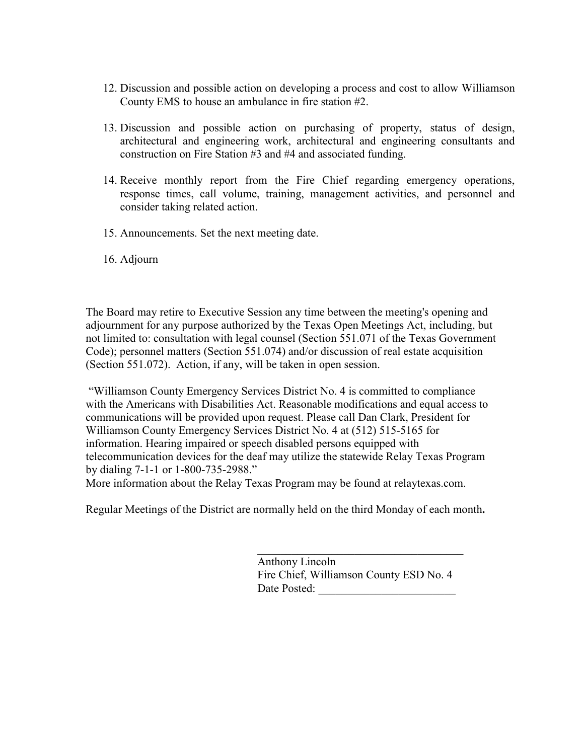12. Discussion and possible action on developing a process and cost to allow Williamson County EMS to house an ambulance in fire station #2.

13. Discussion and possible action on purchasing of property, status of design, architectural and engineering work, architectural and engineering consultants and construction on Fire Station #3 and #4 and associated funding.

14. Receive monthly report from the Fire Chief regarding emergency operations, response times, call volume, training, management activities, and personnel and consider taking related action.

15. Announcements. Set the next meeting date.

16. Adjourn

The Board may retire to Executive Session any time between the meeting's opening and adjournment for any purpose authorized by the Texas Open Meetings Act, including, but not limited to: consultation with legal counsel (Section 551.071 of the Texas Government Code); personnel matters (Section 551.074) and/or discussion of real estate acquisition (Section 551.072). Action, if any, will be taken in open session.

"Williamson County Emergency Services District No. 4 is committed to compliance with the Americans with Disabilities Act. Reasonable modifications and equal access to communications will be provided upon request. Please call Dan Clark, President for Williamson County Emergency Services District No. 4 at (512) 515-5165 for information. Hearing impaired or speech disabled persons equipped with telecommunication devices for the deaf may utilize the statewide Relay Texas Program by dialing 7-1-1 or 1-800-735-2988."
More information about the Relay Texas Program may be found at relaytexas.com.

Regular Meetings of the District are normally held on the third Monday of each month**.**

\_\_\_\_\_\_\_\_\_\_\_\_\_\_\_\_\_\_\_\_\_\_\_\_\_\_\_\_\_\_\_\_\_\_\_\_

Anthony Lincoln
Fire Chief, Williamson County ESD No. 4
Date Posted: \_\_\_\_\_\_\_\_\_\_\_\_\_\_\_\_\_\_\_\_\_\_\_\_